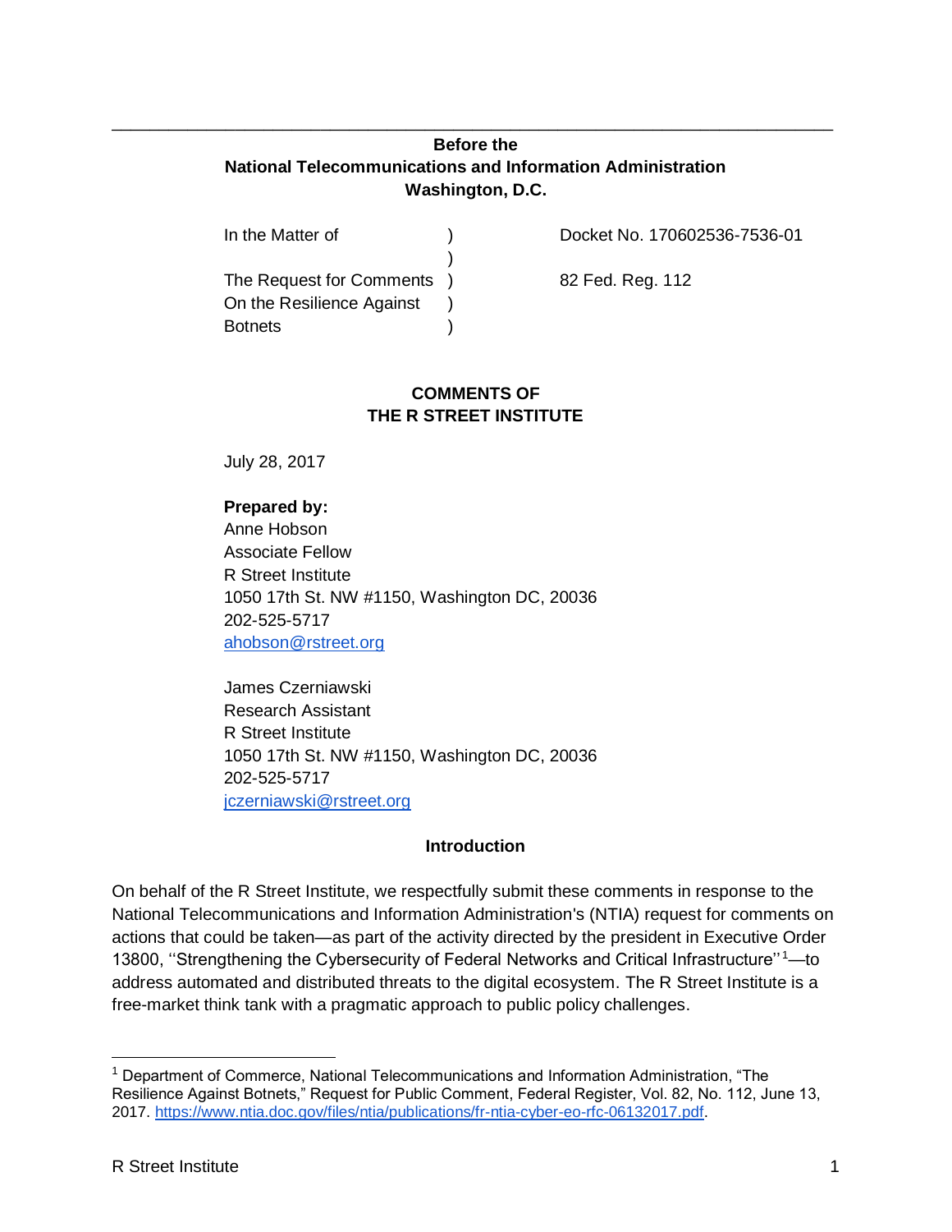---

**Before the**
**National Telecommunications and Information Administration**
**Washington, D.C.**

| | | |
|---|---|---|
| In the Matter of | ) | Docket No. 170602536-7536-01 |
| | ) | |
| The Request for Comments | ) | 82 Fed. Reg. 112 |
| On the Resilience Against | ) | |
| Botnets | ) | |

**COMMENTS OF**
**THE R STREET INSTITUTE**

July 28, 2017

**Prepared by:**
Anne Hobson
Associate Fellow
R Street Institute
1050 17th St. NW #1150, Washington DC, 20036
202-525-5717
ahobson@rstreet.org

James Czerniawski
Research Assistant
R Street Institute
1050 17th St. NW #1150, Washington DC, 20036
202-525-5717
jczerniawski@rstreet.org

## Introduction

On behalf of the R Street Institute, we respectfully submit these comments in response to the National Telecommunications and Information Administration's (NTIA) request for comments on actions that could be taken—as part of the activity directed by the president in Executive Order 13800, ''Strengthening the Cybersecurity of Federal Networks and Critical Infrastructure''[1]—to address automated and distributed threats to the digital ecosystem. The R Street Institute is a free-market think tank with a pragmatic approach to public policy challenges.

---

[1] Department of Commerce, National Telecommunications and Information Administration, "The Resilience Against Botnets," Request for Public Comment, Federal Register, Vol. 82, No. 112, June 13, 2017. https://www.ntia.doc.gov/files/ntia/publications/fr-ntia-cyber-eo-rfc-06132017.pdf.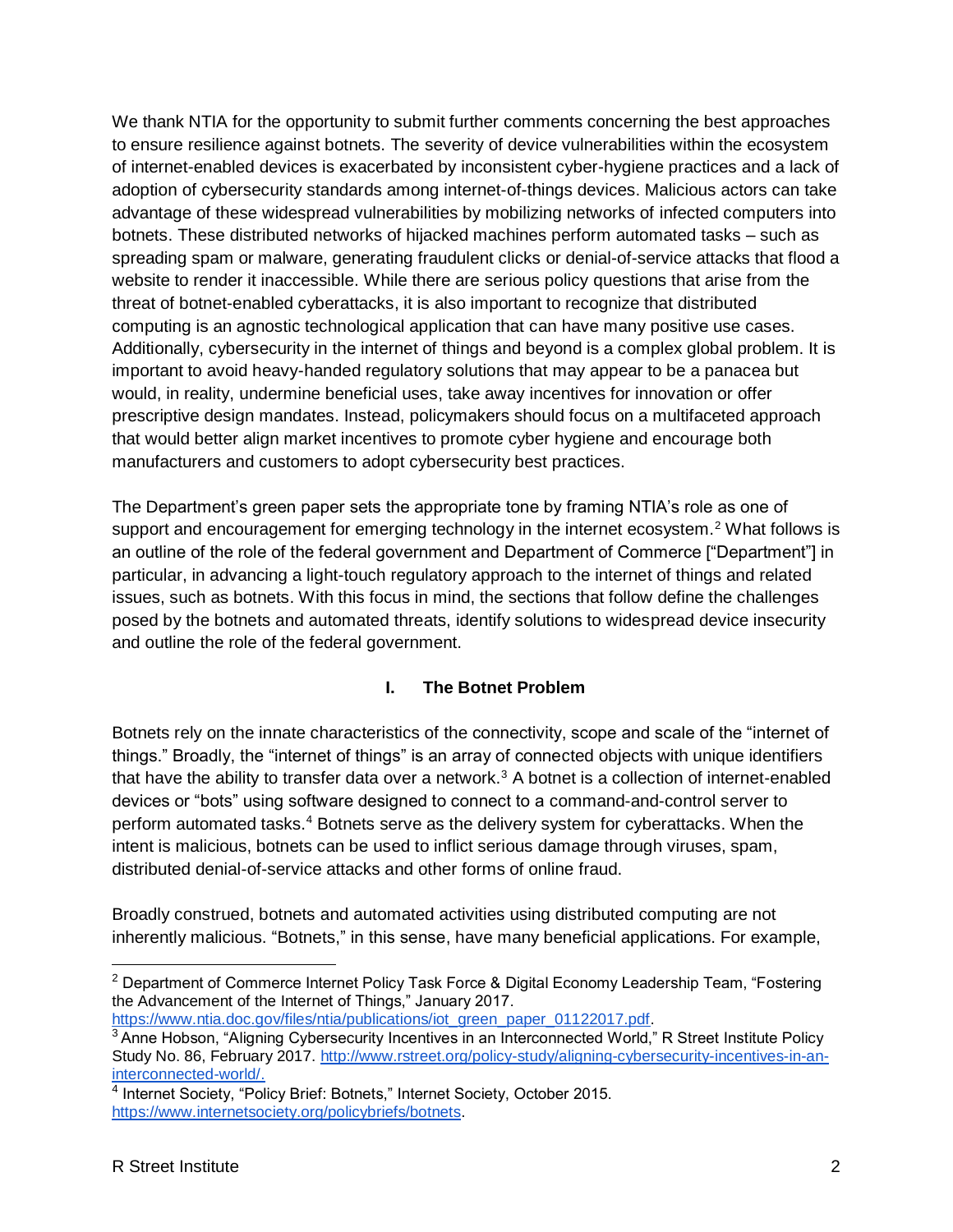We thank NTIA for the opportunity to submit further comments concerning the best approaches to ensure resilience against botnets. The severity of device vulnerabilities within the ecosystem of internet-enabled devices is exacerbated by inconsistent cyber-hygiene practices and a lack of adoption of cybersecurity standards among internet-of-things devices. Malicious actors can take advantage of these widespread vulnerabilities by mobilizing networks of infected computers into botnets. These distributed networks of hijacked machines perform automated tasks – such as spreading spam or malware, generating fraudulent clicks or denial-of-service attacks that flood a website to render it inaccessible. While there are serious policy questions that arise from the threat of botnet-enabled cyberattacks, it is also important to recognize that distributed computing is an agnostic technological application that can have many positive use cases. Additionally, cybersecurity in the internet of things and beyond is a complex global problem. It is important to avoid heavy-handed regulatory solutions that may appear to be a panacea but would, in reality, undermine beneficial uses, take away incentives for innovation or offer prescriptive design mandates. Instead, policymakers should focus on a multifaceted approach that would better align market incentives to promote cyber hygiene and encourage both manufacturers and customers to adopt cybersecurity best practices.

The Department's green paper sets the appropriate tone by framing NTIA's role as one of support and encouragement for emerging technology in the internet ecosystem.[2] What follows is an outline of the role of the federal government and Department of Commerce ["Department"] in particular, in advancing a light-touch regulatory approach to the internet of things and related issues, such as botnets. With this focus in mind, the sections that follow define the challenges posed by the botnets and automated threats, identify solutions to widespread device insecurity and outline the role of the federal government.

## I. The Botnet Problem

Botnets rely on the innate characteristics of the connectivity, scope and scale of the "internet of things." Broadly, the "internet of things" is an array of connected objects with unique identifiers that have the ability to transfer data over a network.[3] A botnet is a collection of internet-enabled devices or "bots" using software designed to connect to a command-and-control server to perform automated tasks.[4] Botnets serve as the delivery system for cyberattacks. When the intent is malicious, botnets can be used to inflict serious damage through viruses, spam, distributed denial-of-service attacks and other forms of online fraud.

Broadly construed, botnets and automated activities using distributed computing are not inherently malicious. "Botnets," in this sense, have many beneficial applications. For example,

---

[2] Department of Commerce Internet Policy Task Force & Digital Economy Leadership Team, "Fostering the Advancement of the Internet of Things," January 2017. https://www.ntia.doc.gov/files/ntia/publications/iot_green_paper_01122017.pdf.

[3] Anne Hobson, "Aligning Cybersecurity Incentives in an Interconnected World," R Street Institute Policy Study No. 86, February 2017. http://www.rstreet.org/policy-study/aligning-cybersecurity-incentives-in-an-interconnected-world/.

[4] Internet Society, "Policy Brief: Botnets," Internet Society, October 2015. https://www.internetsociety.org/policybriefs/botnets.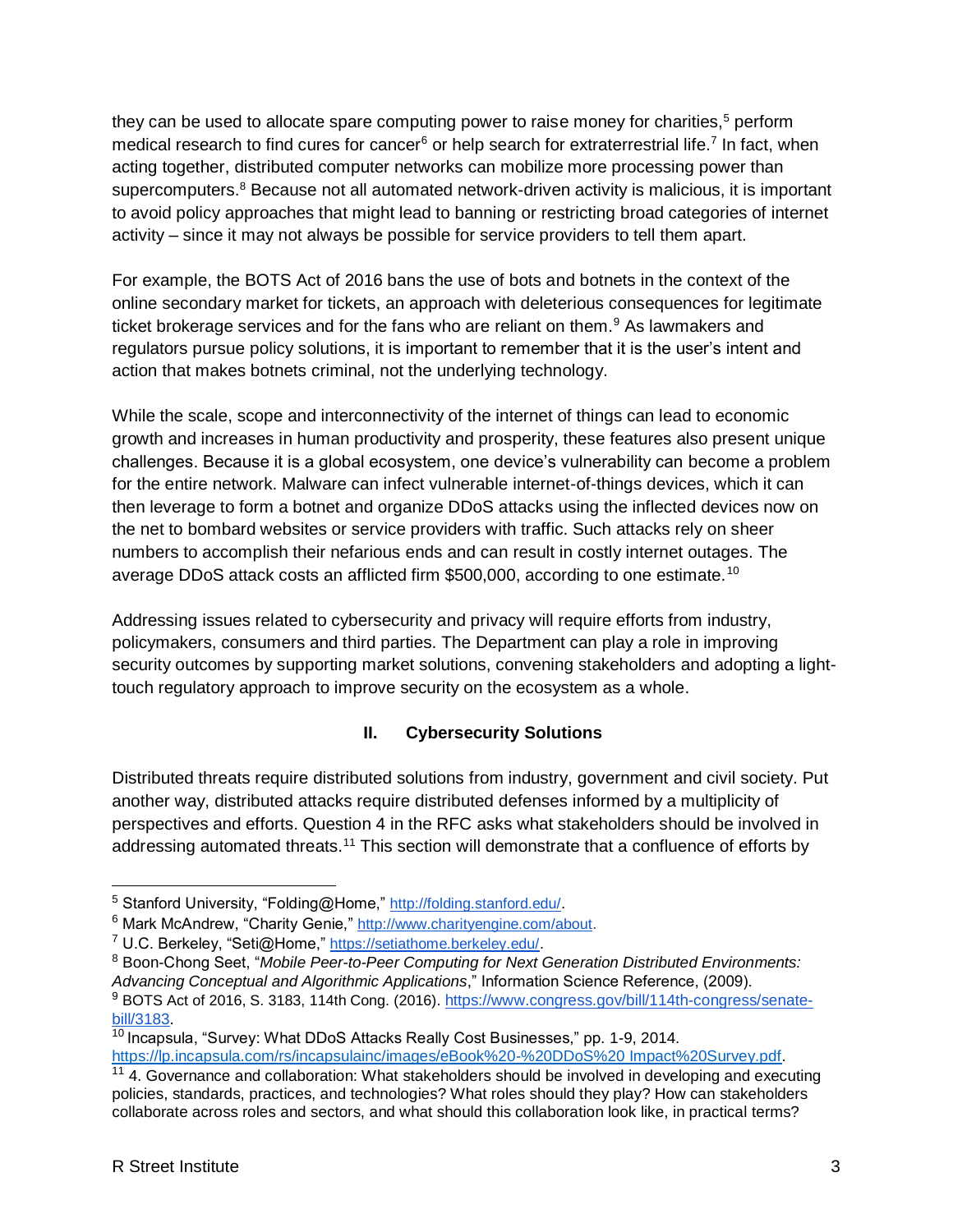they can be used to allocate spare computing power to raise money for charities,[5] perform medical research to find cures for cancer[6] or help search for extraterrestrial life.[7] In fact, when acting together, distributed computer networks can mobilize more processing power than supercomputers.[8] Because not all automated network-driven activity is malicious, it is important to avoid policy approaches that might lead to banning or restricting broad categories of internet activity – since it may not always be possible for service providers to tell them apart.

For example, the BOTS Act of 2016 bans the use of bots and botnets in the context of the online secondary market for tickets, an approach with deleterious consequences for legitimate ticket brokerage services and for the fans who are reliant on them.[9] As lawmakers and regulators pursue policy solutions, it is important to remember that it is the user's intent and action that makes botnets criminal, not the underlying technology.

While the scale, scope and interconnectivity of the internet of things can lead to economic growth and increases in human productivity and prosperity, these features also present unique challenges. Because it is a global ecosystem, one device's vulnerability can become a problem for the entire network. Malware can infect vulnerable internet-of-things devices, which it can then leverage to form a botnet and organize DDoS attacks using the inflected devices now on the net to bombard websites or service providers with traffic. Such attacks rely on sheer numbers to accomplish their nefarious ends and can result in costly internet outages. The average DDoS attack costs an afflicted firm $500,000, according to one estimate.[10]

Addressing issues related to cybersecurity and privacy will require efforts from industry, policymakers, consumers and third parties. The Department can play a role in improving security outcomes by supporting market solutions, convening stakeholders and adopting a light-touch regulatory approach to improve security on the ecosystem as a whole.

## II. Cybersecurity Solutions

Distributed threats require distributed solutions from industry, government and civil society. Put another way, distributed attacks require distributed defenses informed by a multiplicity of perspectives and efforts. Question 4 in the RFC asks what stakeholders should be involved in addressing automated threats.[11] This section will demonstrate that a confluence of efforts by

---

[5] Stanford University, "Folding@Home," http://folding.stanford.edu/.

[6] Mark McAndrew, "Charity Genie," http://www.charityengine.com/about.

[7] U.C. Berkeley, "Seti@Home," https://setiathome.berkeley.edu/.

[8] Boon-Chong Seet, "*Mobile Peer-to-Peer Computing for Next Generation Distributed Environments: Advancing Conceptual and Algorithmic Applications*," Information Science Reference, (2009).

[9] BOTS Act of 2016, S. 3183, 114th Cong. (2016). https://www.congress.gov/bill/114th-congress/senate-bill/3183.

[10] Incapsula, "Survey: What DDoS Attacks Really Cost Businesses," pp. 1-9, 2014. https://lp.incapsula.com/rs/incapsulainc/images/eBook%20-%20DDoS%20 Impact%20Survey.pdf.

[11] 4. Governance and collaboration: What stakeholders should be involved in developing and executing policies, standards, practices, and technologies? What roles should they play? How can stakeholders collaborate across roles and sectors, and what should this collaboration look like, in practical terms?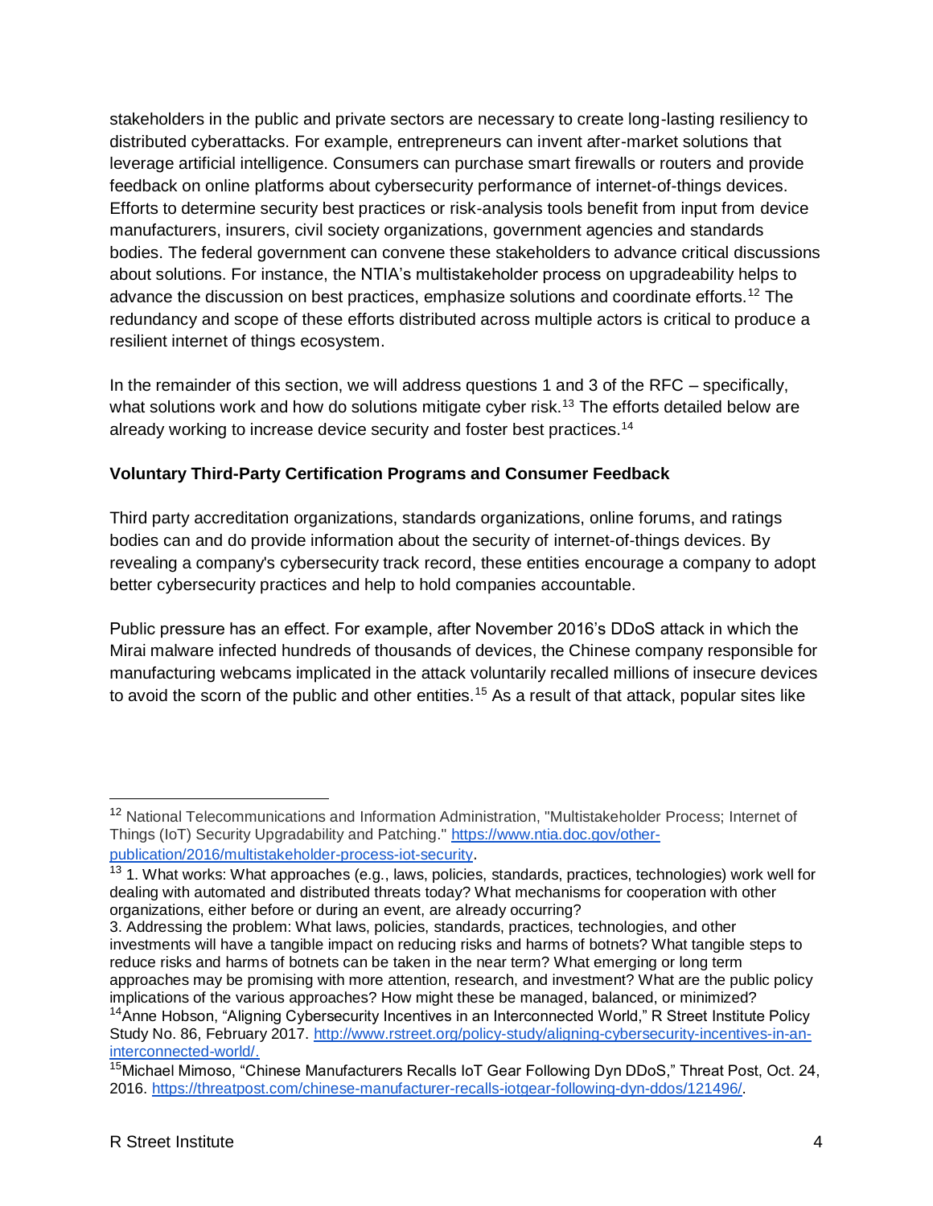stakeholders in the public and private sectors are necessary to create long-lasting resiliency to distributed cyberattacks. For example, entrepreneurs can invent after-market solutions that leverage artificial intelligence. Consumers can purchase smart firewalls or routers and provide feedback on online platforms about cybersecurity performance of internet-of-things devices. Efforts to determine security best practices or risk-analysis tools benefit from input from device manufacturers, insurers, civil society organizations, government agencies and standards bodies. The federal government can convene these stakeholders to advance critical discussions about solutions. For instance, the NTIA's multistakeholder process on upgradeability helps to advance the discussion on best practices, emphasize solutions and coordinate efforts.[12] The redundancy and scope of these efforts distributed across multiple actors is critical to produce a resilient internet of things ecosystem.

In the remainder of this section, we will address questions 1 and 3 of the RFC – specifically, what solutions work and how do solutions mitigate cyber risk.[13] The efforts detailed below are already working to increase device security and foster best practices.[14]

**Voluntary Third-Party Certification Programs and Consumer Feedback**

Third party accreditation organizations, standards organizations, online forums, and ratings bodies can and do provide information about the security of internet-of-things devices. By revealing a company's cybersecurity track record, these entities encourage a company to adopt better cybersecurity practices and help to hold companies accountable.

Public pressure has an effect. For example, after November 2016's DDoS attack in which the Mirai malware infected hundreds of thousands of devices, the Chinese company responsible for manufacturing webcams implicated in the attack voluntarily recalled millions of insecure devices to avoid the scorn of the public and other entities.[15] As a result of that attack, popular sites like

---

[12] National Telecommunications and Information Administration, "Multistakeholder Process; Internet of Things (IoT) Security Upgradability and Patching." [https://www.ntia.doc.gov/other-publication/2016/multistakeholder-process-iot-security](https://www.ntia.doc.gov/other-publication/2016/multistakeholder-process-iot-security).

[13] 1. What works: What approaches (e.g., laws, policies, standards, practices, technologies) work well for dealing with automated and distributed threats today? What mechanisms for cooperation with other organizations, either before or during an event, are already occurring?
3. Addressing the problem: What laws, policies, standards, practices, technologies, and other investments will have a tangible impact on reducing risks and harms of botnets? What tangible steps to reduce risks and harms of botnets can be taken in the near term? What emerging or long term approaches may be promising with more attention, research, and investment? What are the public policy implications of the various approaches? How might these be managed, balanced, or minimized?

[14] Anne Hobson, "Aligning Cybersecurity Incentives in an Interconnected World," R Street Institute Policy Study No. 86, February 2017. [http://www.rstreet.org/policy-study/aligning-cybersecurity-incentives-in-an-interconnected-world/](http://www.rstreet.org/policy-study/aligning-cybersecurity-incentives-in-an-interconnected-world/).

[15] Michael Mimoso, "Chinese Manufacturers Recalls IoT Gear Following Dyn DDoS," Threat Post, Oct. 24, 2016. [https://threatpost.com/chinese-manufacturer-recalls-iotgear-following-dyn-ddos/121496/](https://threatpost.com/chinese-manufacturer-recalls-iotgear-following-dyn-ddos/121496/).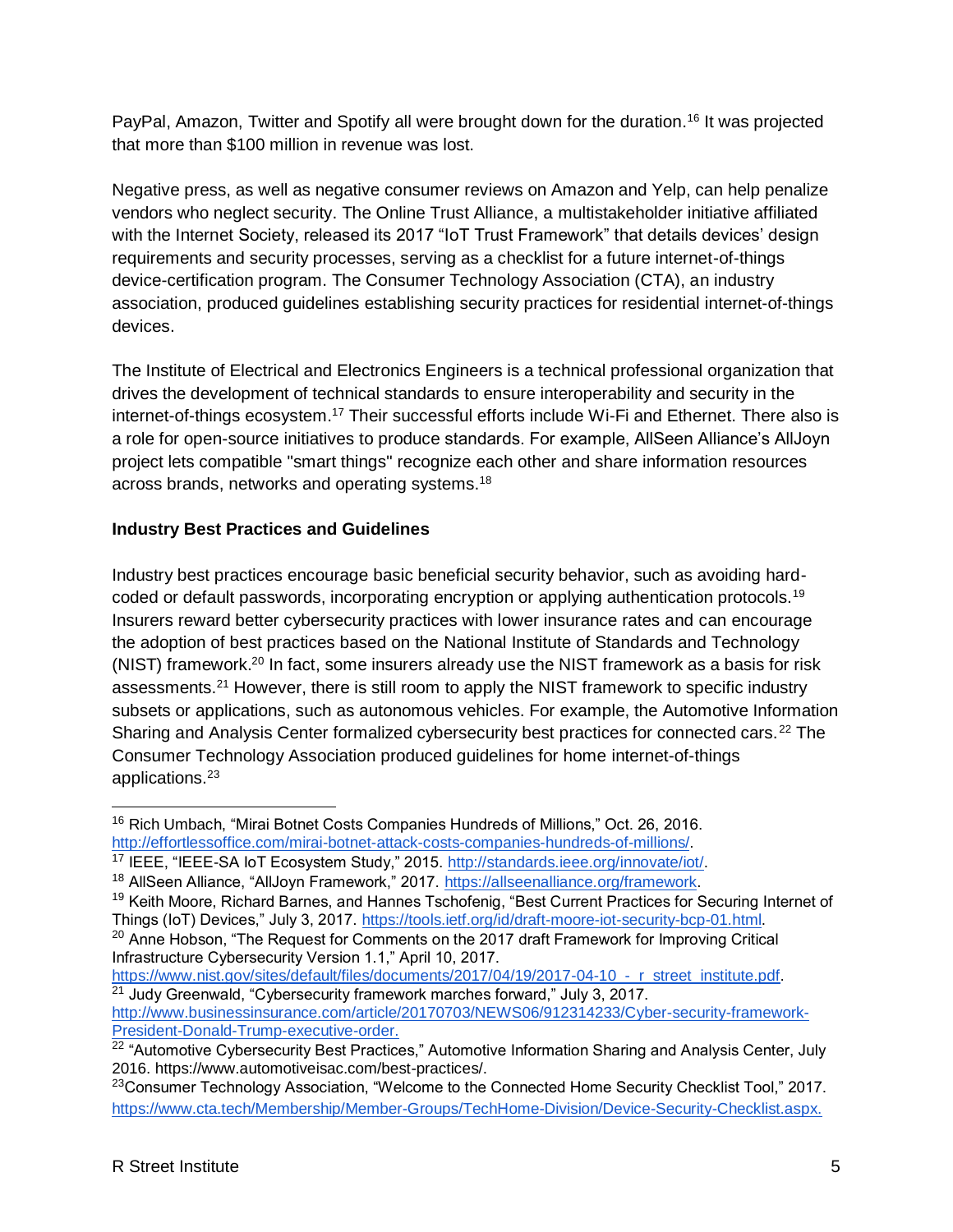PayPal, Amazon, Twitter and Spotify all were brought down for the duration.[16] It was projected that more than $100 million in revenue was lost.

Negative press, as well as negative consumer reviews on Amazon and Yelp, can help penalize vendors who neglect security. The Online Trust Alliance, a multistakeholder initiative affiliated with the Internet Society, released its 2017 "IoT Trust Framework" that details devices' design requirements and security processes, serving as a checklist for a future internet-of-things device-certification program. The Consumer Technology Association (CTA), an industry association, produced guidelines establishing security practices for residential internet-of-things devices.

The Institute of Electrical and Electronics Engineers is a technical professional organization that drives the development of technical standards to ensure interoperability and security in the internet-of-things ecosystem.[17] Their successful efforts include Wi-Fi and Ethernet. There also is a role for open-source initiatives to produce standards. For example, AllSeen Alliance's AllJoyn project lets compatible "smart things" recognize each other and share information resources across brands, networks and operating systems.[18]

**Industry Best Practices and Guidelines**

Industry best practices encourage basic beneficial security behavior, such as avoiding hard-coded or default passwords, incorporating encryption or applying authentication protocols.[19] Insurers reward better cybersecurity practices with lower insurance rates and can encourage the adoption of best practices based on the National Institute of Standards and Technology (NIST) framework.[20] In fact, some insurers already use the NIST framework as a basis for risk assessments.[21] However, there is still room to apply the NIST framework to specific industry subsets or applications, such as autonomous vehicles. For example, the Automotive Information Sharing and Analysis Center formalized cybersecurity best practices for connected cars.[22] The Consumer Technology Association produced guidelines for home internet-of-things applications.[23]

---

[16] Rich Umbach, "Mirai Botnet Costs Companies Hundreds of Millions," Oct. 26, 2016. http://effortlessoffice.com/mirai-botnet-attack-costs-companies-hundreds-of-millions/.

[17] IEEE, "IEEE-SA IoT Ecosystem Study," 2015. http://standards.ieee.org/innovate/iot/.

[18] AllSeen Alliance, "AllJoyn Framework," 2017. https://allseenalliance.org/framework.

[19] Keith Moore, Richard Barnes, and Hannes Tschofenig, "Best Current Practices for Securing Internet of Things (IoT) Devices," July 3, 2017. https://tools.ietf.org/id/draft-moore-iot-security-bcp-01.html.

[20] Anne Hobson, "The Request for Comments on the 2017 draft Framework for Improving Critical Infrastructure Cybersecurity Version 1.1," April 10, 2017. https://www.nist.gov/sites/default/files/documents/2017/04/19/2017-04-10_-_r_street_institute.pdf.

[21] Judy Greenwald, "Cybersecurity framework marches forward," July 3, 2017. http://www.businessinsurance.com/article/20170703/NEWS06/912314233/Cyber-security-framework-President-Donald-Trump-executive-order.

[22] "Automotive Cybersecurity Best Practices," Automotive Information Sharing and Analysis Center, July 2016. https://www.automotiveisac.com/best-practices/.

[23] Consumer Technology Association, "Welcome to the Connected Home Security Checklist Tool," 2017. https://www.cta.tech/Membership/Member-Groups/TechHome-Division/Device-Security-Checklist.aspx.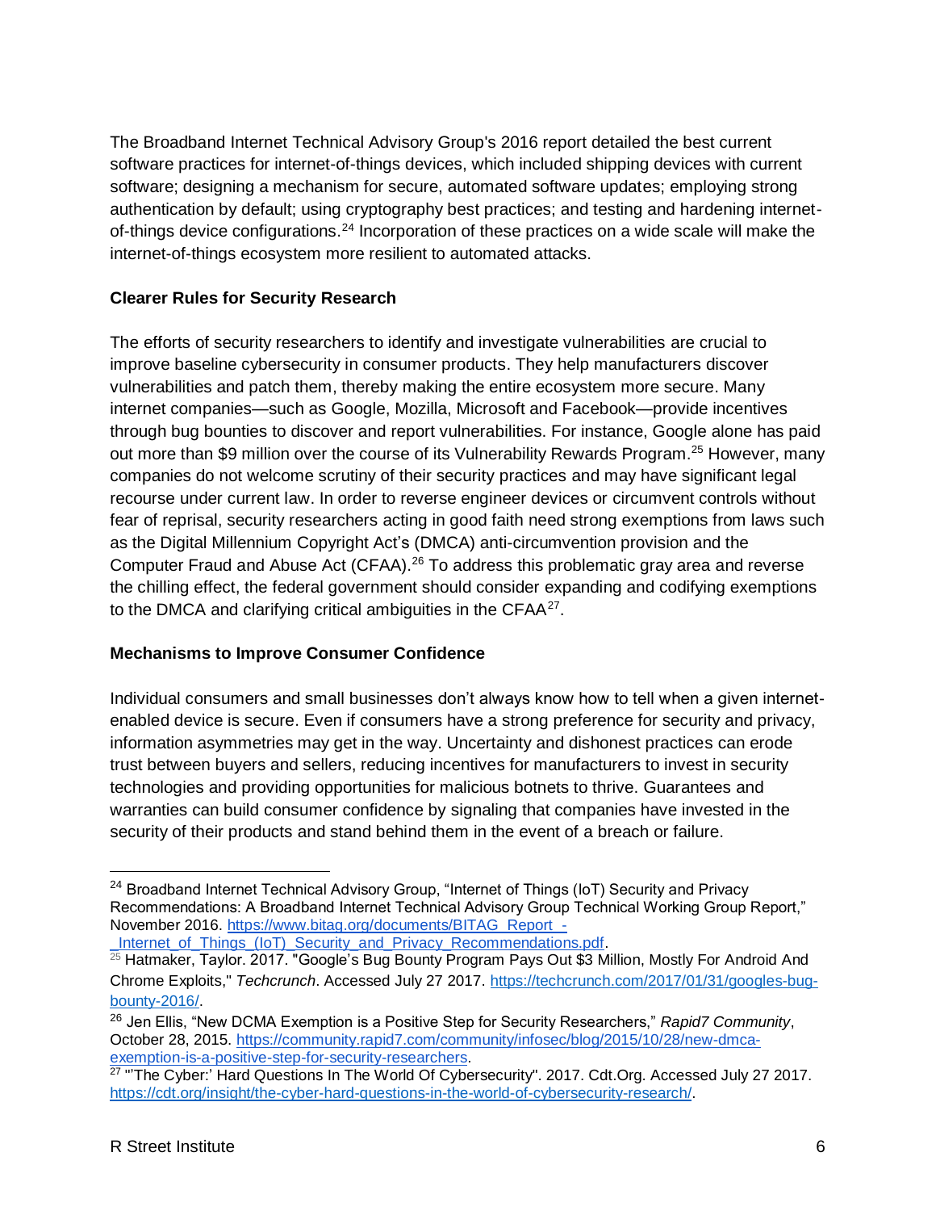The Broadband Internet Technical Advisory Group's 2016 report detailed the best current software practices for internet-of-things devices, which included shipping devices with current software; designing a mechanism for secure, automated software updates; employing strong authentication by default; using cryptography best practices; and testing and hardening internet-of-things device configurations.[24] Incorporation of these practices on a wide scale will make the internet-of-things ecosystem more resilient to automated attacks.

**Clearer Rules for Security Research**

The efforts of security researchers to identify and investigate vulnerabilities are crucial to improve baseline cybersecurity in consumer products. They help manufacturers discover vulnerabilities and patch them, thereby making the entire ecosystem more secure. Many internet companies—such as Google, Mozilla, Microsoft and Facebook—provide incentives through bug bounties to discover and report vulnerabilities. For instance, Google alone has paid out more than $9 million over the course of its Vulnerability Rewards Program.[25] However, many companies do not welcome scrutiny of their security practices and may have significant legal recourse under current law. In order to reverse engineer devices or circumvent controls without fear of reprisal, security researchers acting in good faith need strong exemptions from laws such as the Digital Millennium Copyright Act's (DMCA) anti-circumvention provision and the Computer Fraud and Abuse Act (CFAA).[26] To address this problematic gray area and reverse the chilling effect, the federal government should consider expanding and codifying exemptions to the DMCA and clarifying critical ambiguities in the CFAA[27].

**Mechanisms to Improve Consumer Confidence**

Individual consumers and small businesses don't always know how to tell when a given internet-enabled device is secure. Even if consumers have a strong preference for security and privacy, information asymmetries may get in the way. Uncertainty and dishonest practices can erode trust between buyers and sellers, reducing incentives for manufacturers to invest in security technologies and providing opportunities for malicious botnets to thrive. Guarantees and warranties can build consumer confidence by signaling that companies have invested in the security of their products and stand behind them in the event of a breach or failure.

---

[24] Broadband Internet Technical Advisory Group, "Internet of Things (IoT) Security and Privacy Recommendations: A Broadband Internet Technical Advisory Group Technical Working Group Report," November 2016. https://www.bitag.org/documents/BITAG_Report_-_Internet_of_Things_(IoT)_Security_and_Privacy_Recommendations.pdf.

[25] Hatmaker, Taylor. 2017. "Google's Bug Bounty Program Pays Out $3 Million, Mostly For Android And Chrome Exploits," *Techcrunch*. Accessed July 27 2017. https://techcrunch.com/2017/01/31/googles-bug-bounty-2016/.

[26] Jen Ellis, "New DCMA Exemption is a Positive Step for Security Researchers," *Rapid7 Community*, October 28, 2015. https://community.rapid7.com/community/infosec/blog/2015/10/28/new-dmca-exemption-is-a-positive-step-for-security-researchers.

[27] "'The Cyber:' Hard Questions In The World Of Cybersecurity". 2017. Cdt.Org. Accessed July 27 2017. https://cdt.org/insight/the-cyber-hard-questions-in-the-world-of-cybersecurity-research/.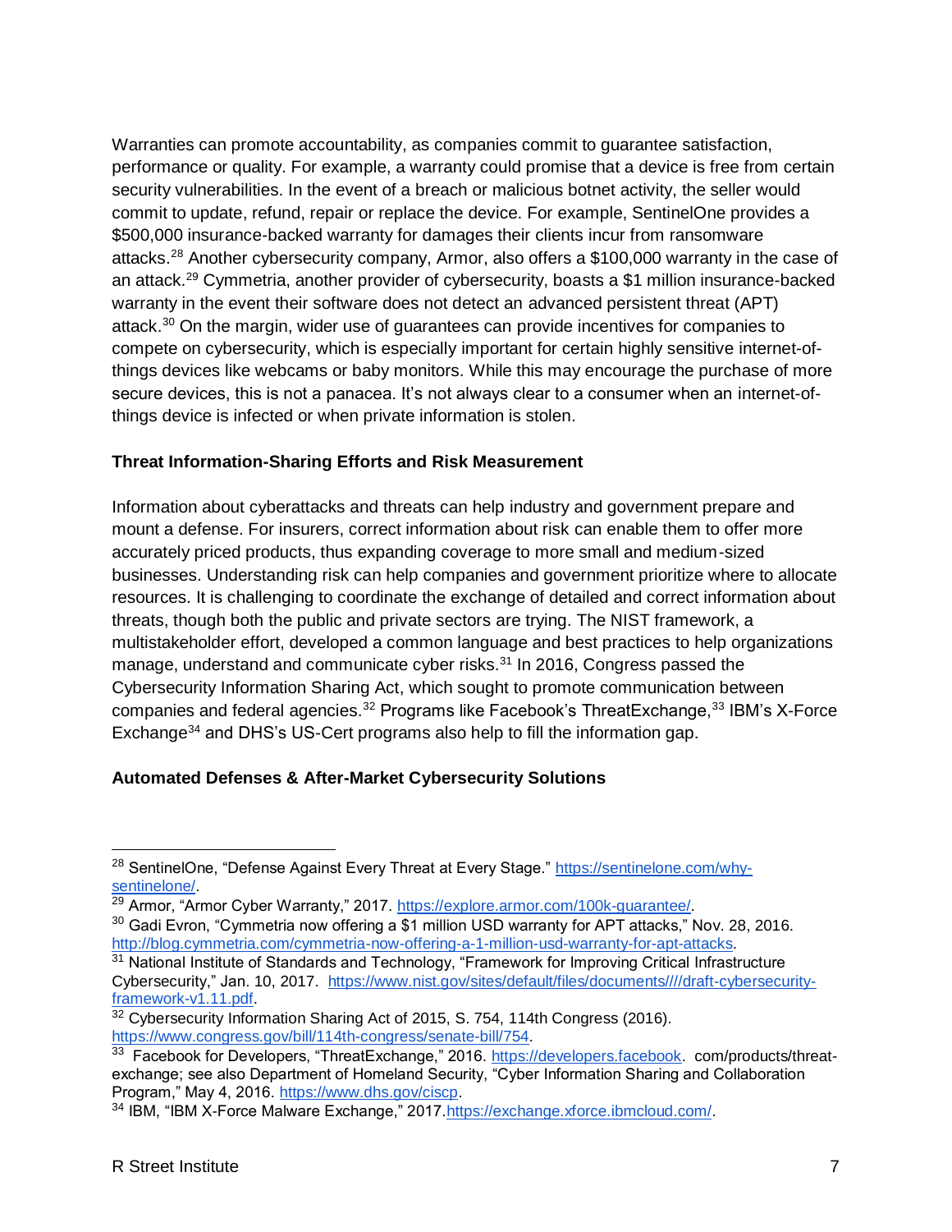Warranties can promote accountability, as companies commit to guarantee satisfaction, performance or quality. For example, a warranty could promise that a device is free from certain security vulnerabilities. In the event of a breach or malicious botnet activity, the seller would commit to update, refund, repair or replace the device. For example, SentinelOne provides a $500,000 insurance-backed warranty for damages their clients incur from ransomware attacks.[28] Another cybersecurity company, Armor, also offers a $100,000 warranty in the case of an attack.[29] Cymmetria, another provider of cybersecurity, boasts a $1 million insurance-backed warranty in the event their software does not detect an advanced persistent threat (APT) attack.[30] On the margin, wider use of guarantees can provide incentives for companies to compete on cybersecurity, which is especially important for certain highly sensitive internet-of-things devices like webcams or baby monitors. While this may encourage the purchase of more secure devices, this is not a panacea. It's not always clear to a consumer when an internet-of-things device is infected or when private information is stolen.

**Threat Information-Sharing Efforts and Risk Measurement**

Information about cyberattacks and threats can help industry and government prepare and mount a defense. For insurers, correct information about risk can enable them to offer more accurately priced products, thus expanding coverage to more small and medium-sized businesses. Understanding risk can help companies and government prioritize where to allocate resources. It is challenging to coordinate the exchange of detailed and correct information about threats, though both the public and private sectors are trying. The NIST framework, a multistakeholder effort, developed a common language and best practices to help organizations manage, understand and communicate cyber risks.[31] In 2016, Congress passed the Cybersecurity Information Sharing Act, which sought to promote communication between companies and federal agencies.[32] Programs like Facebook's ThreatExchange,[33] IBM's X-Force Exchange[34] and DHS's US-Cert programs also help to fill the information gap.

**Automated Defenses & After-Market Cybersecurity Solutions**

---

[28] SentinelOne, "Defense Against Every Threat at Every Stage." https://sentinelone.com/why-sentinelone/.

[29] Armor, "Armor Cyber Warranty," 2017. https://explore.armor.com/100k-guarantee/.

[30] Gadi Evron, "Cymmetria now offering a $1 million USD warranty for APT attacks," Nov. 28, 2016. http://blog.cymmetria.com/cymmetria-now-offering-a-1-million-usd-warranty-for-apt-attacks.

[31] National Institute of Standards and Technology, "Framework for Improving Critical Infrastructure Cybersecurity," Jan. 10, 2017. https://www.nist.gov/sites/default/files/documents////draft-cybersecurity-framework-v1.11.pdf.

[32] Cybersecurity Information Sharing Act of 2015, S. 754, 114th Congress (2016). https://www.congress.gov/bill/114th-congress/senate-bill/754.

[33] Facebook for Developers, "ThreatExchange," 2016. https://developers.facebook. com/products/threat-exchange; see also Department of Homeland Security, "Cyber Information Sharing and Collaboration Program," May 4, 2016. https://www.dhs.gov/ciscp.

[34] IBM, "IBM X-Force Malware Exchange," 2017.https://exchange.xforce.ibmcloud.com/.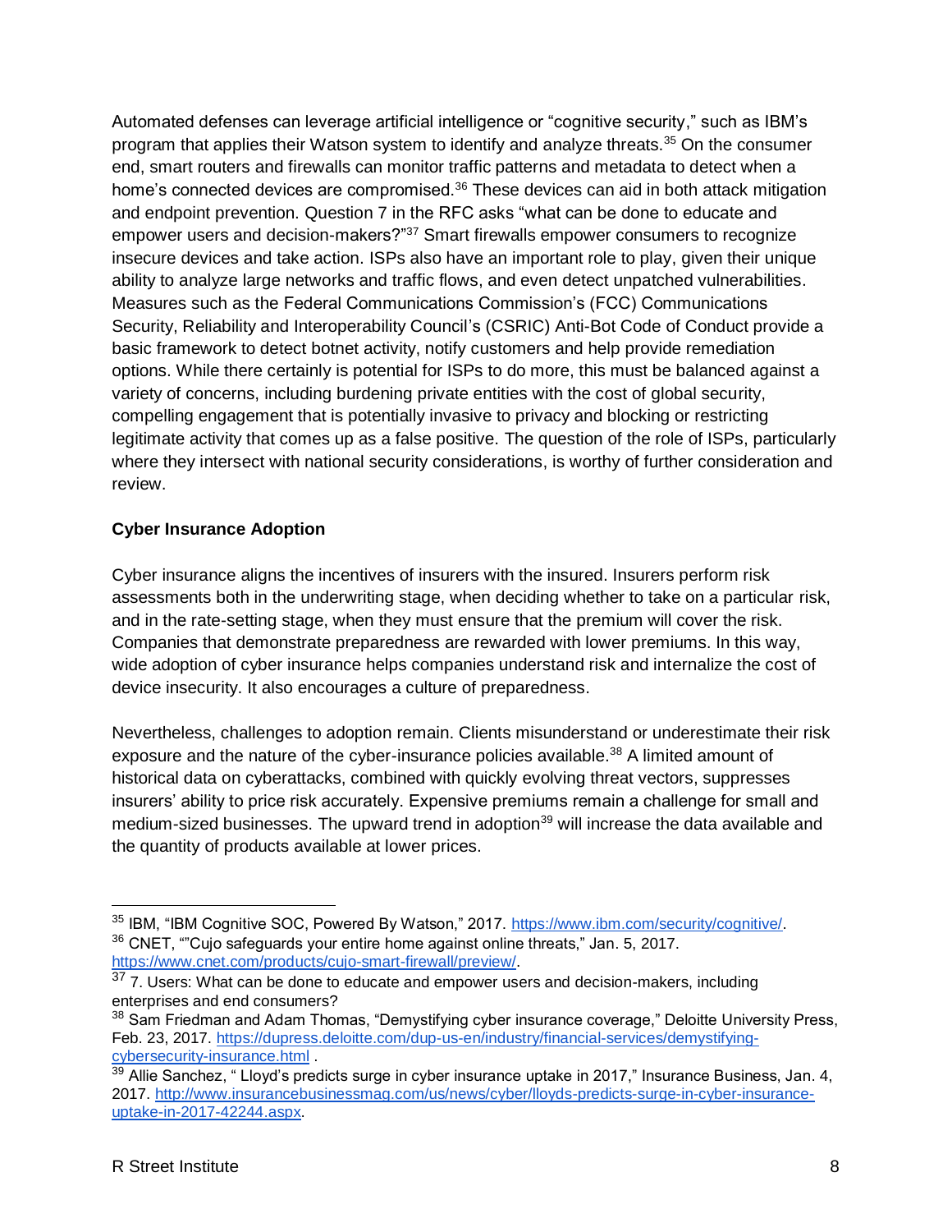Automated defenses can leverage artificial intelligence or "cognitive security," such as IBM's program that applies their Watson system to identify and analyze threats.[35] On the consumer end, smart routers and firewalls can monitor traffic patterns and metadata to detect when a home's connected devices are compromised.[36] These devices can aid in both attack mitigation and endpoint prevention. Question 7 in the RFC asks "what can be done to educate and empower users and decision-makers?"[37] Smart firewalls empower consumers to recognize insecure devices and take action. ISPs also have an important role to play, given their unique ability to analyze large networks and traffic flows, and even detect unpatched vulnerabilities. Measures such as the Federal Communications Commission's (FCC) Communications Security, Reliability and Interoperability Council's (CSRIC) Anti-Bot Code of Conduct provide a basic framework to detect botnet activity, notify customers and help provide remediation options. While there certainly is potential for ISPs to do more, this must be balanced against a variety of concerns, including burdening private entities with the cost of global security, compelling engagement that is potentially invasive to privacy and blocking or restricting legitimate activity that comes up as a false positive. The question of the role of ISPs, particularly where they intersect with national security considerations, is worthy of further consideration and review.

**Cyber Insurance Adoption**

Cyber insurance aligns the incentives of insurers with the insured. Insurers perform risk assessments both in the underwriting stage, when deciding whether to take on a particular risk, and in the rate-setting stage, when they must ensure that the premium will cover the risk. Companies that demonstrate preparedness are rewarded with lower premiums. In this way, wide adoption of cyber insurance helps companies understand risk and internalize the cost of device insecurity. It also encourages a culture of preparedness.

Nevertheless, challenges to adoption remain. Clients misunderstand or underestimate their risk exposure and the nature of the cyber-insurance policies available.[38] A limited amount of historical data on cyberattacks, combined with quickly evolving threat vectors, suppresses insurers' ability to price risk accurately. Expensive premiums remain a challenge for small and medium-sized businesses. The upward trend in adoption[39] will increase the data available and the quantity of products available at lower prices.

---

[35] IBM, "IBM Cognitive SOC, Powered By Watson," 2017. https://www.ibm.com/security/cognitive/.

[36] CNET, ""Cujo safeguards your entire home against online threats," Jan. 5, 2017. https://www.cnet.com/products/cujo-smart-firewall/preview/.

[37] 7. Users: What can be done to educate and empower users and decision-makers, including enterprises and end consumers?

[38] Sam Friedman and Adam Thomas, "Demystifying cyber insurance coverage," Deloitte University Press, Feb. 23, 2017. https://dupress.deloitte.com/dup-us-en/industry/financial-services/demystifying-cybersecurity-insurance.html .

[39] Allie Sanchez, " Lloyd's predicts surge in cyber insurance uptake in 2017," Insurance Business, Jan. 4, 2017. http://www.insurancebusinessmag.com/us/news/cyber/lloyds-predicts-surge-in-cyber-insurance-uptake-in-2017-42244.aspx.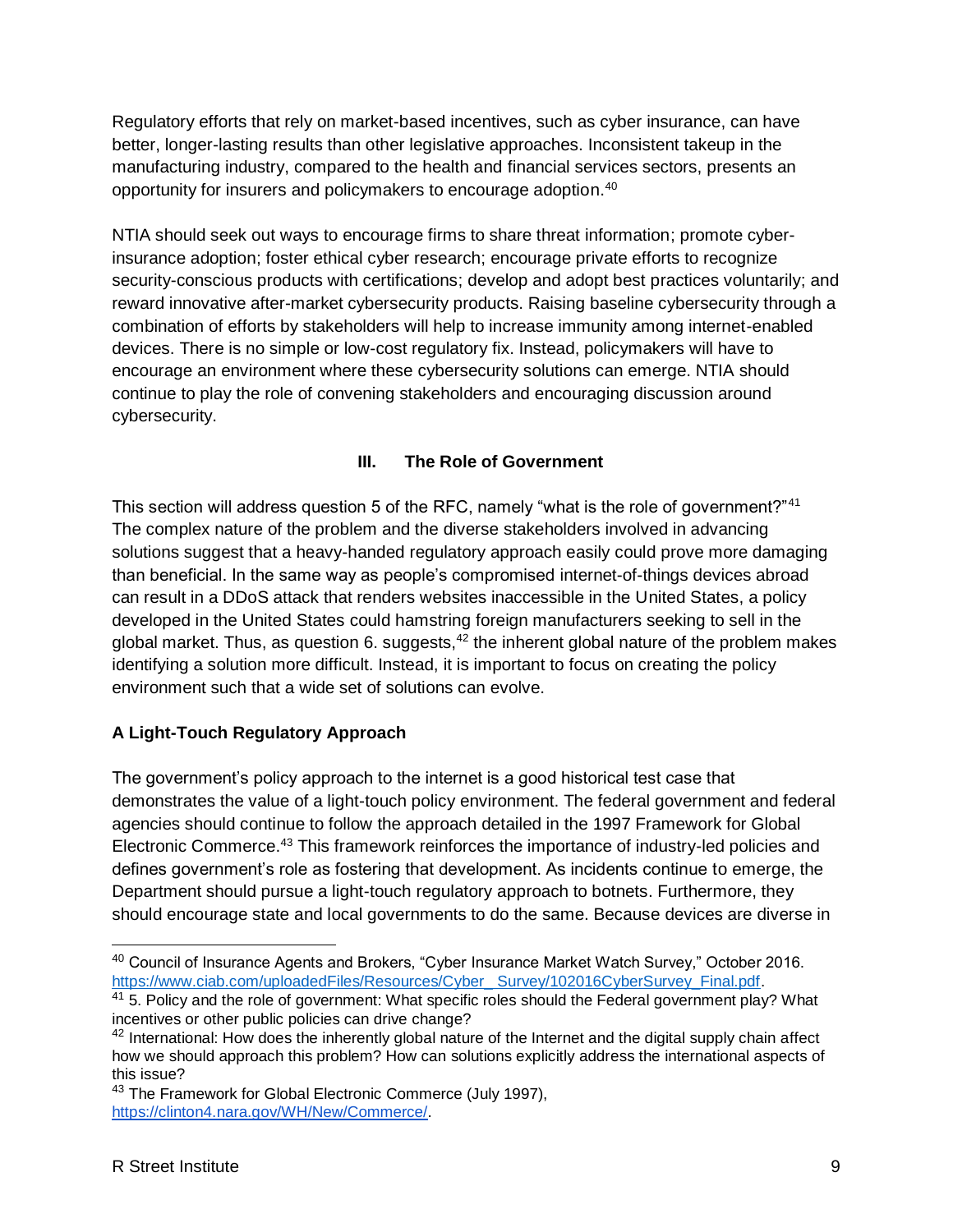Regulatory efforts that rely on market-based incentives, such as cyber insurance, can have better, longer-lasting results than other legislative approaches. Inconsistent takeup in the manufacturing industry, compared to the health and financial services sectors, presents an opportunity for insurers and policymakers to encourage adoption.[40]

NTIA should seek out ways to encourage firms to share threat information; promote cyber-insurance adoption; foster ethical cyber research; encourage private efforts to recognize security-conscious products with certifications; develop and adopt best practices voluntarily; and reward innovative after-market cybersecurity products. Raising baseline cybersecurity through a combination of efforts by stakeholders will help to increase immunity among internet-enabled devices. There is no simple or low-cost regulatory fix. Instead, policymakers will have to encourage an environment where these cybersecurity solutions can emerge. NTIA should continue to play the role of convening stakeholders and encouraging discussion around cybersecurity.

## III. The Role of Government

This section will address question 5 of the RFC, namely "what is the role of government?"[41] The complex nature of the problem and the diverse stakeholders involved in advancing solutions suggest that a heavy-handed regulatory approach easily could prove more damaging than beneficial. In the same way as people's compromised internet-of-things devices abroad can result in a DDoS attack that renders websites inaccessible in the United States, a policy developed in the United States could hamstring foreign manufacturers seeking to sell in the global market. Thus, as question 6. suggests,[42] the inherent global nature of the problem makes identifying a solution more difficult. Instead, it is important to focus on creating the policy environment such that a wide set of solutions can evolve.

### A Light-Touch Regulatory Approach

The government's policy approach to the internet is a good historical test case that demonstrates the value of a light-touch policy environment. The federal government and federal agencies should continue to follow the approach detailed in the 1997 Framework for Global Electronic Commerce.[43] This framework reinforces the importance of industry-led policies and defines government's role as fostering that development. As incidents continue to emerge, the Department should pursue a light-touch regulatory approach to botnets. Furthermore, they should encourage state and local governments to do the same. Because devices are diverse in

---

[40] Council of Insurance Agents and Brokers, "Cyber Insurance Market Watch Survey," October 2016. https://www.ciab.com/uploadedFiles/Resources/Cyber_ Survey/102016CyberSurvey_Final.pdf.

[41] 5. Policy and the role of government: What specific roles should the Federal government play? What incentives or other public policies can drive change?

[42] International: How does the inherently global nature of the Internet and the digital supply chain affect how we should approach this problem? How can solutions explicitly address the international aspects of this issue?

[43] The Framework for Global Electronic Commerce (July 1997), https://clinton4.nara.gov/WH/New/Commerce/.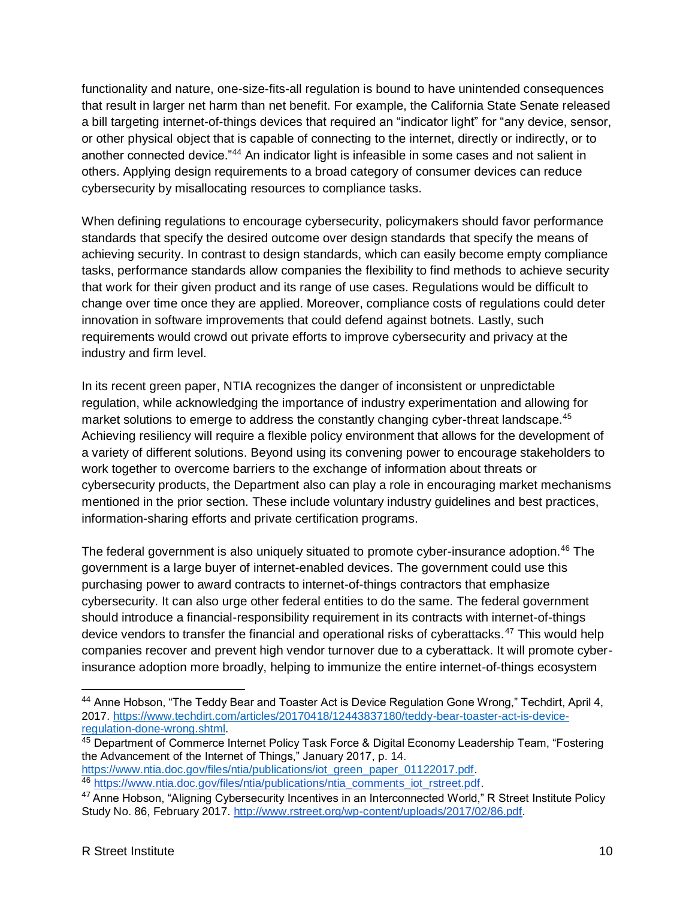functionality and nature, one-size-fits-all regulation is bound to have unintended consequences that result in larger net harm than net benefit. For example, the California State Senate released a bill targeting internet-of-things devices that required an "indicator light" for "any device, sensor, or other physical object that is capable of connecting to the internet, directly or indirectly, or to another connected device."[44] An indicator light is infeasible in some cases and not salient in others. Applying design requirements to a broad category of consumer devices can reduce cybersecurity by misallocating resources to compliance tasks.

When defining regulations to encourage cybersecurity, policymakers should favor performance standards that specify the desired outcome over design standards that specify the means of achieving security. In contrast to design standards, which can easily become empty compliance tasks, performance standards allow companies the flexibility to find methods to achieve security that work for their given product and its range of use cases. Regulations would be difficult to change over time once they are applied. Moreover, compliance costs of regulations could deter innovation in software improvements that could defend against botnets. Lastly, such requirements would crowd out private efforts to improve cybersecurity and privacy at the industry and firm level.

In its recent green paper, NTIA recognizes the danger of inconsistent or unpredictable regulation, while acknowledging the importance of industry experimentation and allowing for market solutions to emerge to address the constantly changing cyber-threat landscape.[45] Achieving resiliency will require a flexible policy environment that allows for the development of a variety of different solutions. Beyond using its convening power to encourage stakeholders to work together to overcome barriers to the exchange of information about threats or cybersecurity products, the Department also can play a role in encouraging market mechanisms mentioned in the prior section. These include voluntary industry guidelines and best practices, information-sharing efforts and private certification programs.

The federal government is also uniquely situated to promote cyber-insurance adoption.[46] The government is a large buyer of internet-enabled devices. The government could use this purchasing power to award contracts to internet-of-things contractors that emphasize cybersecurity. It can also urge other federal entities to do the same. The federal government should introduce a financial-responsibility requirement in its contracts with internet-of-things device vendors to transfer the financial and operational risks of cyberattacks.[47] This would help companies recover and prevent high vendor turnover due to a cyberattack. It will promote cyber-insurance adoption more broadly, helping to immunize the entire internet-of-things ecosystem

---

[44] Anne Hobson, "The Teddy Bear and Toaster Act is Device Regulation Gone Wrong," Techdirt, April 4, 2017. https://www.techdirt.com/articles/20170418/12443837180/teddy-bear-toaster-act-is-device-regulation-done-wrong.shtml.

[45] Department of Commerce Internet Policy Task Force & Digital Economy Leadership Team, "Fostering the Advancement of the Internet of Things," January 2017, p. 14. https://www.ntia.doc.gov/files/ntia/publications/iot_green_paper_01122017.pdf.

[46] https://www.ntia.doc.gov/files/ntia/publications/ntia_comments_iot_rstreet.pdf.

[47] Anne Hobson, "Aligning Cybersecurity Incentives in an Interconnected World," R Street Institute Policy Study No. 86, February 2017. http://www.rstreet.org/wp-content/uploads/2017/02/86.pdf.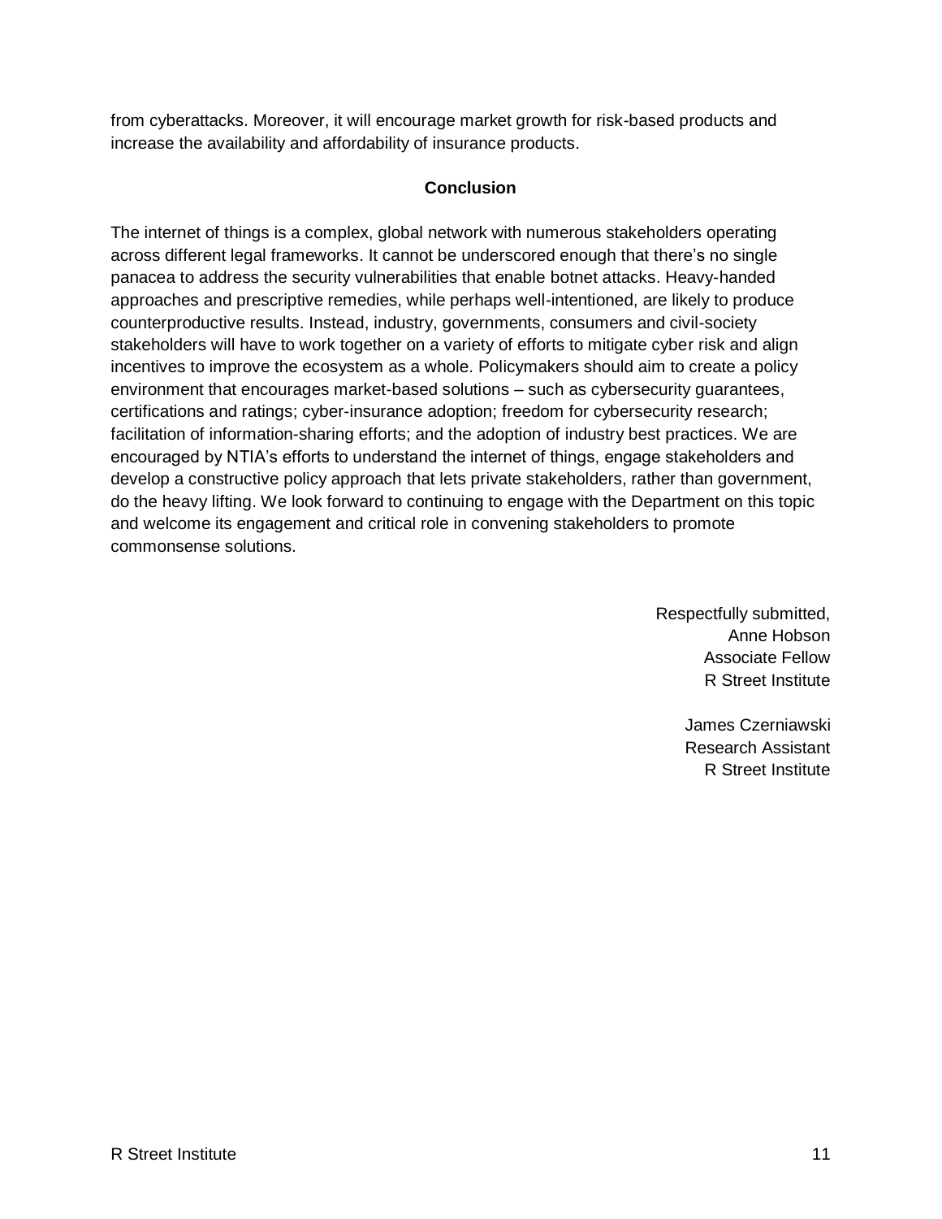from cyberattacks. Moreover, it will encourage market growth for risk-based products and increase the availability and affordability of insurance products.

## Conclusion

The internet of things is a complex, global network with numerous stakeholders operating across different legal frameworks. It cannot be underscored enough that there's no single panacea to address the security vulnerabilities that enable botnet attacks. Heavy-handed approaches and prescriptive remedies, while perhaps well-intentioned, are likely to produce counterproductive results. Instead, industry, governments, consumers and civil-society stakeholders will have to work together on a variety of efforts to mitigate cyber risk and align incentives to improve the ecosystem as a whole. Policymakers should aim to create a policy environment that encourages market-based solutions – such as cybersecurity guarantees, certifications and ratings; cyber-insurance adoption; freedom for cybersecurity research; facilitation of information-sharing efforts; and the adoption of industry best practices. We are encouraged by NTIA's efforts to understand the internet of things, engage stakeholders and develop a constructive policy approach that lets private stakeholders, rather than government, do the heavy lifting. We look forward to continuing to engage with the Department on this topic and welcome its engagement and critical role in convening stakeholders to promote commonsense solutions.

Respectfully submitted,
Anne Hobson
Associate Fellow
R Street Institute

James Czerniawski
Research Assistant
R Street Institute